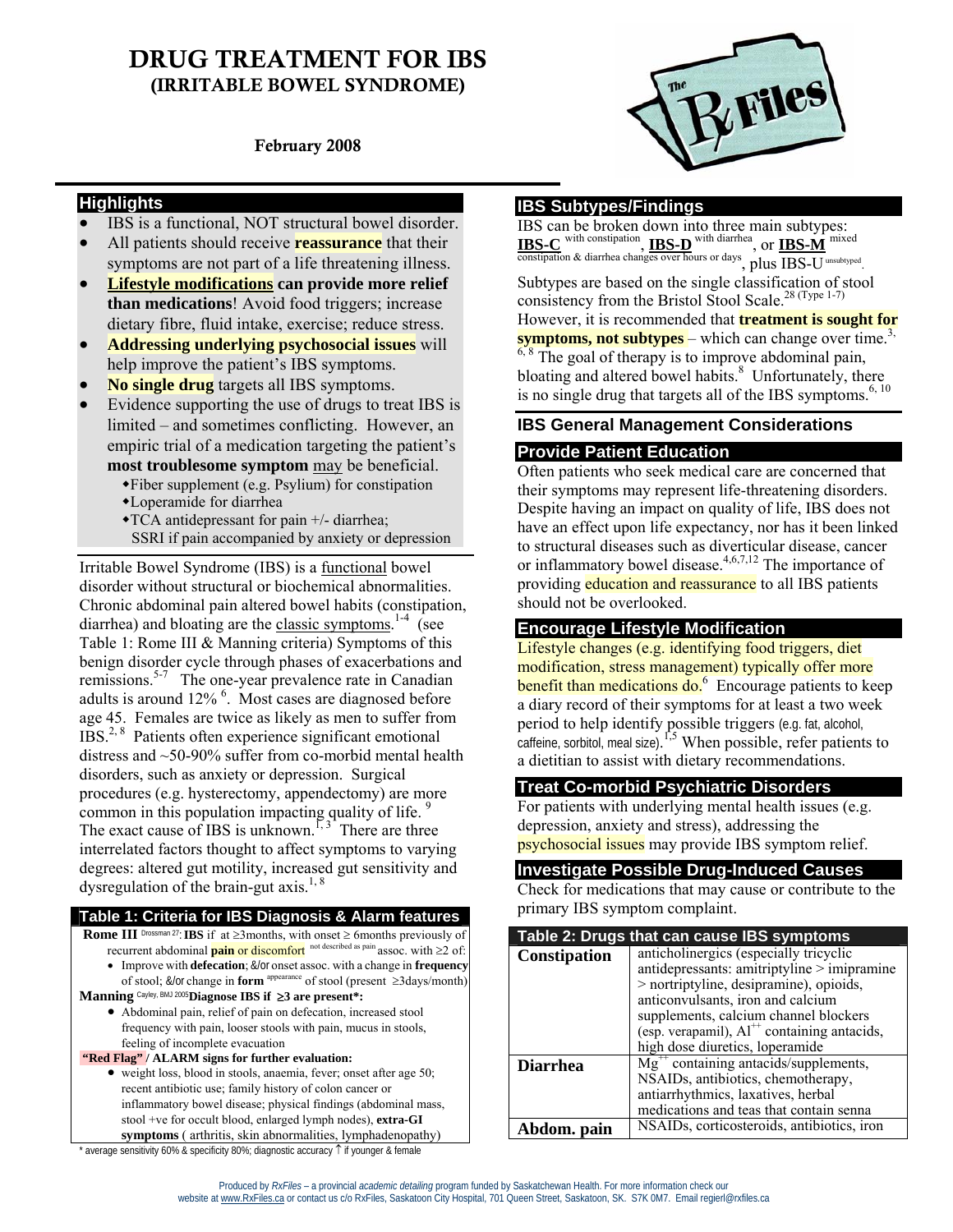# DRUG TREATMENT FOR IBS
## (IRRITABLE BOWEL SYNDROME)

**February 2008**

### Highlights

- IBS is a functional, NOT structural bowel disorder.
- All patients should receive **reassurance** that their symptoms are not part of a life threatening illness.
- **Lifestyle modifications can provide more relief than medications**! Avoid food triggers; increase dietary fibre, fluid intake, exercise; reduce stress.
- **Addressing underlying psychosocial issues** will help improve the patient's IBS symptoms.
- **No single drug** targets all IBS symptoms.
- Evidence supporting the use of drugs to treat IBS is limited – and sometimes conflicting. However, an empiric trial of a medication targeting the patient's **most troublesome symptom** may be beneficial.
  - Fiber supplement (e.g. Psylium) for constipation
  - Loperamide for diarrhea
  - TCA antidepressant for pain +/- diarrhea; SSRI if pain accompanied by anxiety or depression

Irritable Bowel Syndrome (IBS) is a functional bowel disorder without structural or biochemical abnormalities. Chronic abdominal pain altered bowel habits (constipation, diarrhea) and bloating are the classic symptoms.[1-4] (see Table 1: Rome III & Manning criteria) Symptoms of this benign disorder cycle through phases of exacerbations and remissions.[5-7] The one-year prevalence rate in Canadian adults is around 12%[6]. Most cases are diagnosed before age 45. Females are twice as likely as men to suffer from IBS.[2,8] Patients often experience significant emotional distress and ~50-90% suffer from co-morbid mental health disorders, such as anxiety or depression. Surgical procedures (e.g. hysterectomy, appendectomy) are more common in this population impacting quality of life.[9] The exact cause of IBS is unknown.[1,3] There are three interrelated factors thought to affect symptoms to varying degrees: altered gut motility, increased gut sensitivity and dysregulation of the brain-gut axis.[1,8]

### Table 1: Criteria for IBS Diagnosis & Alarm features

**Rome III** Drossman 27: **IBS** if at ≥3months, with onset ≥ 6months previously of recurrent abdominal **pain** or discomfort not described as pain assoc. with ≥2 of:
- Improve with **defecation**; &/or onset assoc. with a change in **frequency** of stool; &/or change in **form** appearance of stool (present ≥3days/month)

**Manning** Cayley, BMJ 2005 **Diagnose IBS if ≥3 are present\*:**
- Abdominal pain, relief of pain on defecation, increased stool frequency with pain, looser stools with pain, mucus in stools, feeling of incomplete evacuation

**"Red Flag" / ALARM signs for further evaluation:**
- weight loss, blood in stools, anaemia, fever; onset after age 50; recent antibiotic use; family history of colon cancer or inflammatory bowel disease; physical findings (abdominal mass, stool +ve for occult blood, enlarged lymph nodes), **extra-GI symptoms** ( arthritis, skin abnormalities, lymphadenopathy)

\* average sensitivity 60% & specificity 80%; diagnostic accuracy ↑ if younger & female

### IBS Subtypes/Findings

IBS can be broken down into three main subtypes: **IBS-C** with constipation, **IBS-D** with diarrhea, or **IBS-M** mixed constipation & diarrhea changes over hours or days, plus IBS-U unsubtyped.

Subtypes are based on the single classification of stool consistency from the Bristol Stool Scale.[28 (Type 1-7)] However, it is recommended that **treatment is sought for symptoms, not subtypes** – which can change over time.[3,6,8] The goal of therapy is to improve abdominal pain, bloating and altered bowel habits.[8] Unfortunately, there is no single drug that targets all of the IBS symptoms.[6,10]

### IBS General Management Considerations

#### Provide Patient Education

Often patients who seek medical care are concerned that their symptoms may represent life-threatening disorders. Despite having an impact on quality of life, IBS does not have an effect upon life expectancy, nor has it been linked to structural diseases such as diverticular disease, cancer or inflammatory bowel disease.[4,6,7,12] The importance of providing education and reassurance to all IBS patients should not be overlooked.

#### Encourage Lifestyle Modification

Lifestyle changes (e.g. identifying food triggers, diet modification, stress management) typically offer more benefit than medications do.[6] Encourage patients to keep a diary record of their symptoms for at least a two week period to help identify possible triggers (e.g. fat, alcohol, caffeine, sorbitol, meal size).[1,5] When possible, refer patients to a dietitian to assist with dietary recommendations.

#### Treat Co-morbid Psychiatric Disorders

For patients with underlying mental health issues (e.g. depression, anxiety and stress), addressing the psychosocial issues may provide IBS symptom relief.

#### Investigate Possible Drug-Induced Causes

Check for medications that may cause or contribute to the primary IBS symptom complaint.

| Table 2: Drugs that can cause IBS symptoms | |
|---|---|
| **Constipation** | anticholinergics (especially tricyclic antidepressants: amitriptyline > imipramine > nortriptyline, desipramine), opioids, anticonvulsants, iron and calcium supplements, calcium channel blockers (esp. verapamil), $Al^{++}$ containing antacids, high dose diuretics, loperamide |
| **Diarrhea** | $Mg^{++}$ containing antacids/supplements, NSAIDs, antibiotics, chemotherapy, antiarrhythmics, laxatives, herbal medications and teas that contain senna |
| **Abdom. pain** | NSAIDs, corticosteroids, antibiotics, iron |

Produced by *RxFiles* – a provincial *academic detailing* program funded by Saskatchewan Health. For more information check our website at www.RxFiles.ca or contact us c/o RxFiles, Saskatoon City Hospital, 701 Queen Street, Saskatoon, SK. S7K 0M7. Email regierl@rxfiles.ca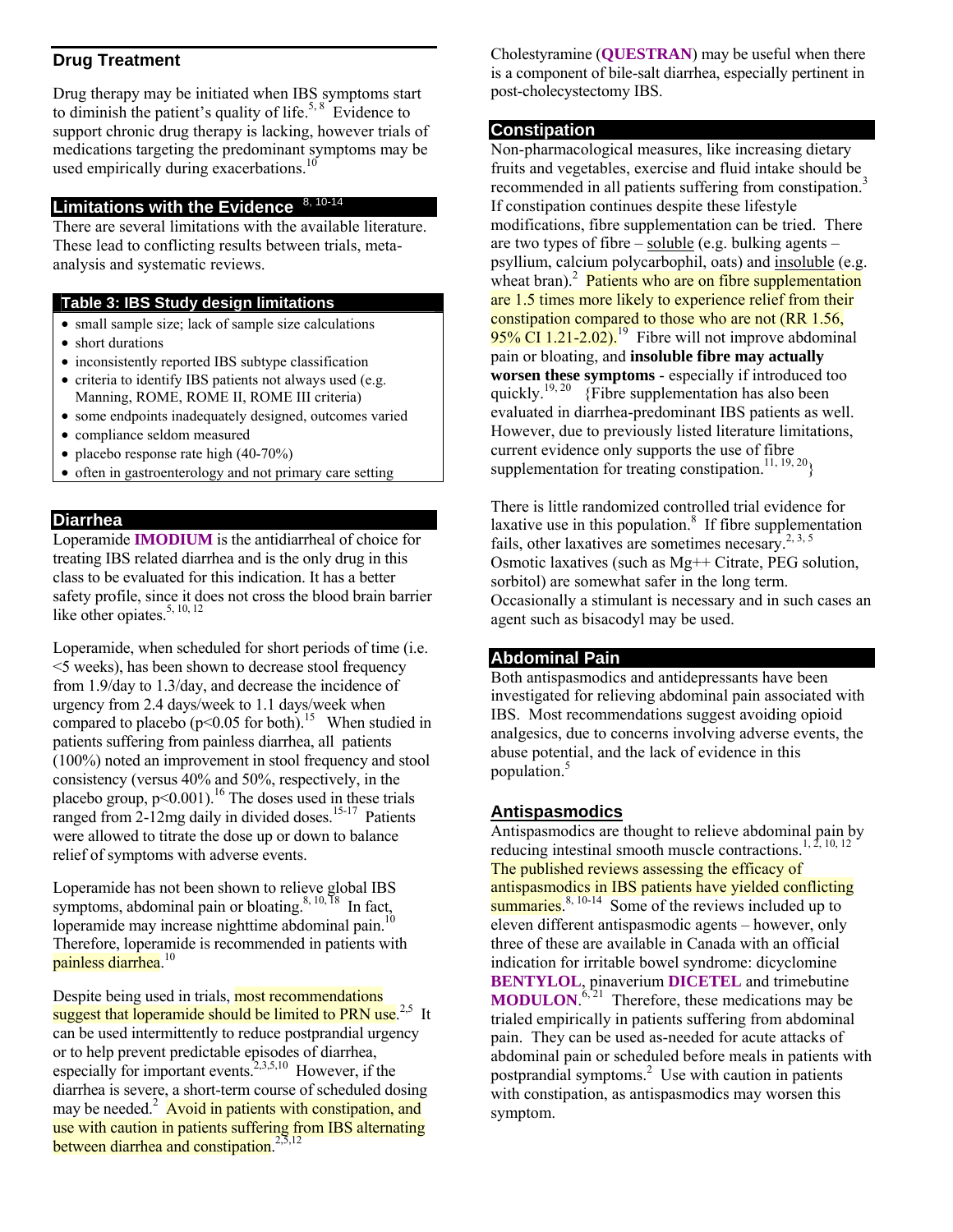## Drug Treatment

Drug therapy may be initiated when IBS symptoms start to diminish the patient's quality of life.[5, 8] Evidence to support chronic drug therapy is lacking, however trials of medications targeting the predominant symptoms may be used empirically during exacerbations.[10]

## Limitations with the Evidence [8, 10-14]

There are several limitations with the available literature. These lead to conflicting results between trials, meta-analysis and systematic reviews.

| Table 3: IBS Study design limitations |
|---|
| • small sample size; lack of sample size calculations<br>• short durations<br>• inconsistently reported IBS subtype classification<br>• criteria to identify IBS patients not always used (e.g. Manning, ROME, ROME II, ROME III criteria)<br>• some endpoints inadequately designed, outcomes varied<br>• compliance seldom measured<br>• placebo response rate high (40-70%)<br>• often in gastroenterology and not primary care setting |

## Diarrhea

Loperamide **IMODIUM** is the antidiarrheal of choice for treating IBS related diarrhea and is the only drug in this class to be evaluated for this indication. It has a better safety profile, since it does not cross the blood brain barrier like other opiates.[5, 10, 12]

Loperamide, when scheduled for short periods of time (i.e. <5 weeks), has been shown to decrease stool frequency from 1.9/day to 1.3/day, and decrease the incidence of urgency from 2.4 days/week to 1.1 days/week when compared to placebo ($p<0.05$ for both).[15] When studied in patients suffering from painless diarrhea, all patients (100%) noted an improvement in stool frequency and stool consistency (versus 40% and 50%, respectively, in the placebo group, $p<0.001$).[16] The doses used in these trials ranged from 2-12mg daily in divided doses.[15-17] Patients were allowed to titrate the dose up or down to balance relief of symptoms with adverse events.

Loperamide has not been shown to relieve global IBS symptoms, abdominal pain or bloating.[8, 10, 18] In fact, loperamide may increase nighttime abdominal pain.[10] Therefore, loperamide is recommended in patients with painless diarrhea.[10]

Despite being used in trials, most recommendations suggest that loperamide should be limited to PRN use.[2,5] It can be used intermittently to reduce postprandial urgency or to help prevent predictable episodes of diarrhea, especially for important events.[2,3,5,10] However, if the diarrhea is severe, a short-term course of scheduled dosing may be needed.[2] Avoid in patients with constipation, and use with caution in patients suffering from IBS alternating between diarrhea and constipation.[2,5,12]

Cholestyramine (**QUESTRAN**) may be useful when there is a component of bile-salt diarrhea, especially pertinent in post-cholecystectomy IBS.

## Constipation

Non-pharmacological measures, like increasing dietary fruits and vegetables, exercise and fluid intake should be recommended in all patients suffering from constipation.[3] If constipation continues despite these lifestyle modifications, fibre supplementation can be tried. There are two types of fibre – soluble (e.g. bulking agents – psyllium, calcium polycarbophil, oats) and insoluble (e.g. wheat bran).[2] Patients who are on fibre supplementation are 1.5 times more likely to experience relief from their constipation compared to those who are not (RR 1.56, 95% CI 1.21-2.02).[19] Fibre will not improve abdominal pain or bloating, and **insoluble fibre may actually worsen these symptoms** - especially if introduced too quickly.[19, 20] {Fibre supplementation has also been evaluated in diarrhea-predominant IBS patients as well. However, due to previously listed literature limitations, current evidence only supports the use of fibre supplementation for treating constipation.[11, 19, 20]}

There is little randomized controlled trial evidence for laxative use in this population.[8] If fibre supplementation fails, other laxatives are sometimes necesary.[2, 3, 5] Osmotic laxatives (such as Mg++ Citrate, PEG solution, sorbitol) are somewhat safer in the long term. Occasionally a stimulant is necessary and in such cases an agent such as bisacodyl may be used.

## Abdominal Pain

Both antispasmodics and antidepressants have been investigated for relieving abdominal pain associated with IBS. Most recommendations suggest avoiding opioid analgesics, due to concerns involving adverse events, the abuse potential, and the lack of evidence in this population.[5]

### Antispasmodics

Antispasmodics are thought to relieve abdominal pain by reducing intestinal smooth muscle contractions.[1, 2, 10, 12] The published reviews assessing the efficacy of antispasmodics in IBS patients have yielded conflicting summaries.[8, 10-14] Some of the reviews included up to eleven different antispasmodic agents – however, only three of these are available in Canada with an official indication for irritable bowel syndrome: dicyclomine **BENTYLOL**, pinaverium **DICETEL** and trimebutine **MODULON**.[6, 21] Therefore, these medications may be trialed empirically in patients suffering from abdominal pain. They can be used as-needed for acute attacks of abdominal pain or scheduled before meals in patients with postprandial symptoms.[2] Use with caution in patients with constipation, as antispasmodics may worsen this symptom.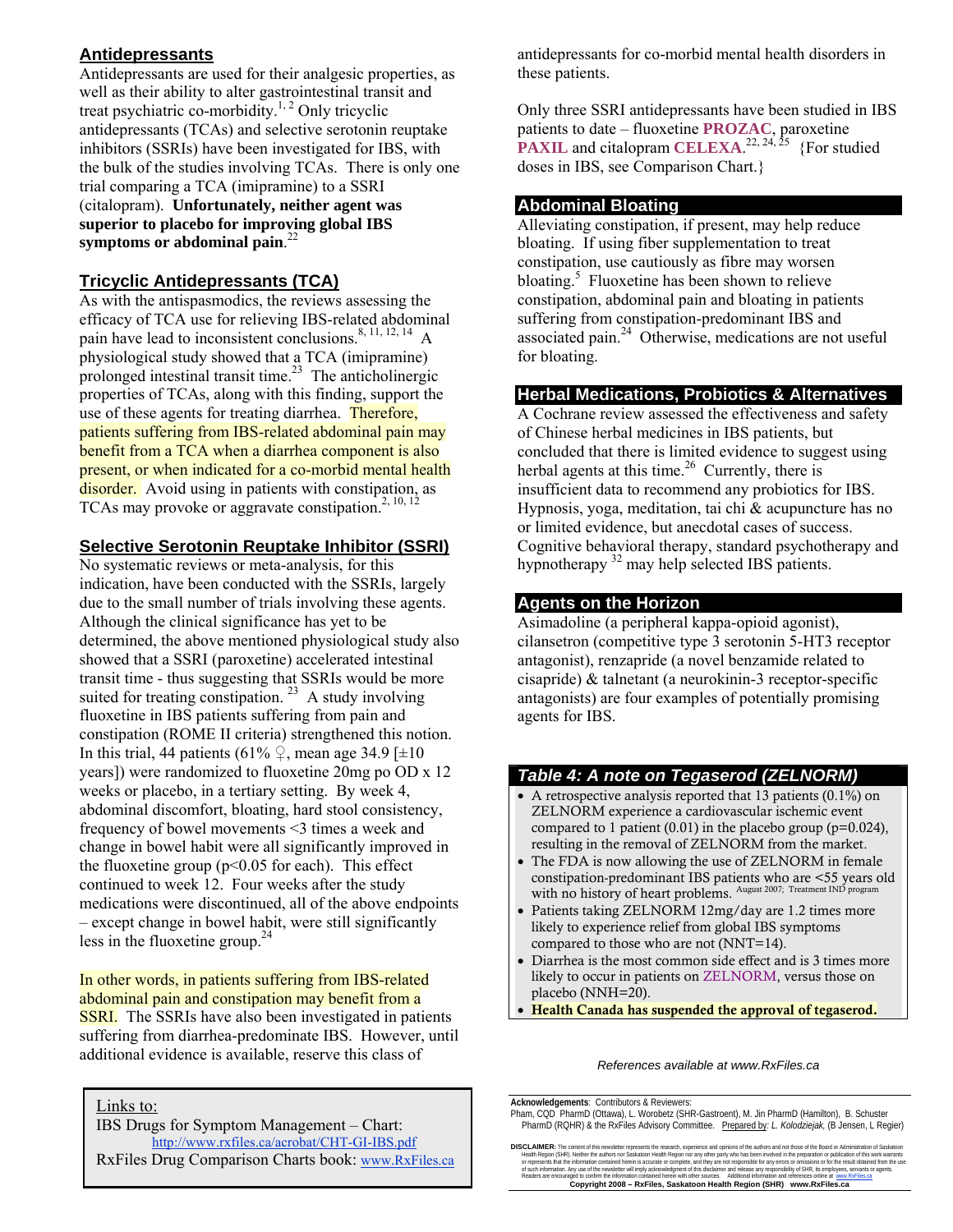## Antidepressants

Antidepressants are used for their analgesic properties, as well as their ability to alter gastrointestinal transit and treat psychiatric co-morbidity.[1, 2] Only tricyclic antidepressants (TCAs) and selective serotonin reuptake inhibitors (SSRIs) have been investigated for IBS, with the bulk of the studies involving TCAs. There is only one trial comparing a TCA (imipramine) to a SSRI (citalopram). **Unfortunately, neither agent was superior to placebo for improving global IBS symptoms or abdominal pain**.[22]

## Tricyclic Antidepressants (TCA)

As with the antispasmodics, the reviews assessing the efficacy of TCA use for relieving IBS-related abdominal pain have lead to inconsistent conclusions.[8, 11, 12, 14] A physiological study showed that a TCA (imipramine) prolonged intestinal transit time.[23] The anticholinergic properties of TCAs, along with this finding, support the use of these agents for treating diarrhea. Therefore, patients suffering from IBS-related abdominal pain may benefit from a TCA when a diarrhea component is also present, or when indicated for a co-morbid mental health disorder. Avoid using in patients with constipation, as TCAs may provoke or aggravate constipation.[2, 10, 12]

## Selective Serotonin Reuptake Inhibitor (SSRI)

No systematic reviews or meta-analysis, for this indication, have been conducted with the SSRIs, largely due to the small number of trials involving these agents. Although the clinical significance has yet to be determined, the above mentioned physiological study also showed that a SSRI (paroxetine) accelerated intestinal transit time - thus suggesting that SSRIs would be more suited for treating constipation.[23] A study involving fluoxetine in IBS patients suffering from pain and constipation (ROME II criteria) strengthened this notion. In this trial, 44 patients (61% ♀, mean age 34.9 [±10 years]) were randomized to fluoxetine 20mg po OD x 12 weeks or placebo, in a tertiary setting. By week 4, abdominal discomfort, bloating, hard stool consistency, frequency of bowel movements <3 times a week and change in bowel habit were all significantly improved in the fluoxetine group ($p<0.05$ for each). This effect continued to week 12. Four weeks after the study medications were discontinued, all of the above endpoints – except change in bowel habit, were still significantly less in the fluoxetine group.[24]

In other words, in patients suffering from IBS-related abdominal pain and constipation may benefit from a SSRI. The SSRIs have also been investigated in patients suffering from diarrhea-predominate IBS. However, until additional evidence is available, reserve this class of antidepressants for co-morbid mental health disorders in these patients.

Only three SSRI antidepressants have been studied in IBS patients to date – fluoxetine **PROZAC**, paroxetine **PAXIL** and citalopram **CELEXA**.[22, 24, 25] {For studied doses in IBS, see Comparison Chart.}

## Abdominal Bloating

Alleviating constipation, if present, may help reduce bloating. If using fiber supplementation to treat constipation, use cautiously as fibre may worsen bloating.[5] Fluoxetine has been shown to relieve constipation, abdominal pain and bloating in patients suffering from constipation-predominant IBS and associated pain.[24] Otherwise, medications are not useful for bloating.

## Herbal Medications, Probiotics & Alternatives

A Cochrane review assessed the effectiveness and safety of Chinese herbal medicines in IBS patients, but concluded that there is limited evidence to suggest using herbal agents at this time.[26] Currently, there is insufficient data to recommend any probiotics for IBS. Hypnosis, yoga, meditation, tai chi & acupuncture has no or limited evidence, but anecdotal cases of success. Cognitive behavioral therapy, standard psychotherapy and hypnotherapy [32] may help selected IBS patients.

## Agents on the Horizon

Asimadoline (a peripheral kappa-opioid agonist), cilansetron (competitive type 3 serotonin 5-HT3 receptor antagonist), renzapride (a novel benzamide related to cisapride) & talnetant (a neurokinin-3 receptor-specific antagonists) are four examples of potentially promising agents for IBS.

### *Table 4: A note on Tegaserod (ZELNORM)*

- A retrospective analysis reported that 13 patients (0.1%) on ZELNORM experience a cardiovascular ischemic event compared to 1 patient (0.01) in the placebo group ($p=0.024$), resulting in the removal of ZELNORM from the market.
- The FDA is now allowing the use of ZELNORM in female constipation-predominant IBS patients who are <55 years old with no history of heart problems. August 2007; Treatment IND program
- Patients taking ZELNORM 12mg/day are 1.2 times more likely to experience relief from global IBS symptoms compared to those who are not (NNT=14).
- Diarrhea is the most common side effect and is 3 times more likely to occur in patients on ZELNORM, versus those on placebo (NNH=20).
- **Health Canada has suspended the approval of tegaserod.**

*References available at www.RxFiles.ca*

Links to:
IBS Drugs for Symptom Management – Chart: http://www.rxfiles.ca/acrobat/CHT-GI-IBS.pdf
RxFiles Drug Comparison Charts book: www.RxFiles.ca

**Acknowledgements**: Contributors & Reviewers: Pham, CQD PharmD (Ottawa), L. Worobetz (SHR-Gastroent), M. Jin PharmD (Hamilton), B. Schuster PharmD (RQHR) & the RxFiles Advisory Committee. Prepared by: *L. Kolodziejak,* (B Jensen, L Regier)

**DISCLAIMER:** The content of this newsletter represents the research, experience and opinions of the authors and not those of the Board or Administration of Saskatoon Health Region (SHR). Neither the authors nor Saskatoon Health Region nor any other party who has been involved in the preparation or publication of this work warrants or represents that the information contained herein is accurate or complete, and they are not responsible for any errors or omissions or for the result obtained from the use of such information. Any use of the newsletter will imply acknowledgment of this disclaimer and release any responsibility of SHR, its employees, servants or agents. Readers are encouraged to confirm the information contained herein with other sources. Additional information and references online at www.RxFiles.ca

**Copyright 2008 – RxFiles, Saskatoon Health Region (SHR) www.RxFiles.ca**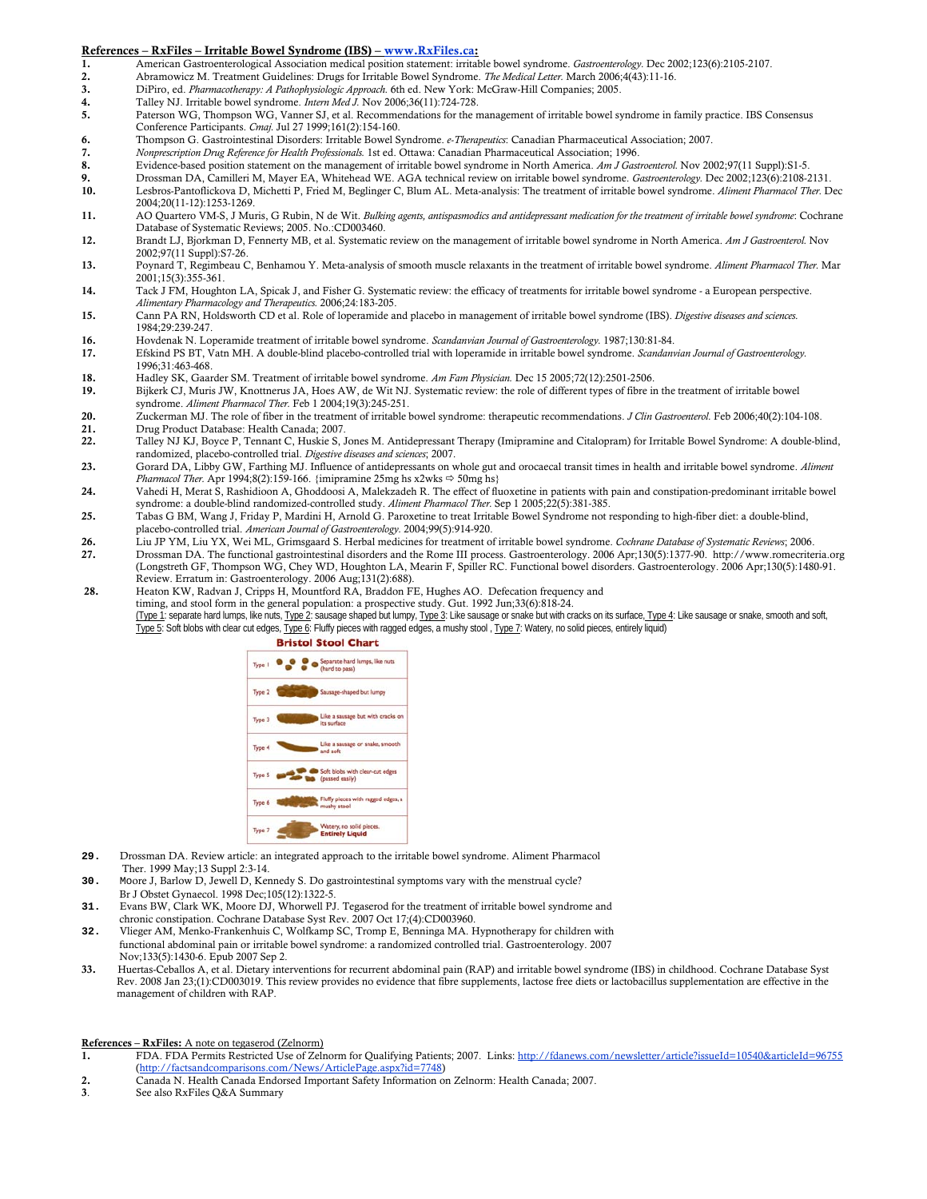**References – RxFiles – Irritable Bowel Syndrome (IBS) – www.RxFiles.ca:**

1. American Gastroenterological Association medical position statement: irritable bowel syndrome. *Gastroenterology*. Dec 2002;123(6):2105-2107.
2. Abramowicz M. Treatment Guidelines: Drugs for Irritable Bowel Syndrome. *The Medical Letter.* March 2006;4(43):11-16.
3. DiPiro, ed. *Pharmacotherapy: A Pathophysiologic Approach.* 6th ed. New York: McGraw-Hill Companies; 2005.
4. Talley NJ. Irritable bowel syndrome. *Intern Med J.* Nov 2006;36(11):724-728.
5. Paterson WG, Thompson WG, Vanner SJ, et al. Recommendations for the management of irritable bowel syndrome in family practice. IBS Consensus Conference Participants. *Cmaj.* Jul 27 1999;161(2):154-160.
6. Thompson G. Gastrointestinal Disorders: Irritable Bowel Syndrome. *e-Therapeutics*: Canadian Pharmaceutical Association; 2007.
7. *Nonprescription Drug Reference for Health Professionals.* 1st ed. Ottawa: Canadian Pharmaceutical Association; 1996.
8. Evidence-based position statement on the management of irritable bowel syndrome in North America. *Am J Gastroenterol.* Nov 2002;97(11 Suppl):S1-5.
9. Drossman DA, Camilleri M, Mayer EA, Whitehead WE. AGA technical review on irritable bowel syndrome. *Gastroenterology.* Dec 2002;123(6):2108-2131.
10. Lesbros-Pantoflickova D, Michetti P, Fried M, Beglinger C, Blum AL. Meta-analysis: The treatment of irritable bowel syndrome. *Aliment Pharmacol Ther.* Dec 2004;20(11-12):1253-1269.
11. AO Quartero VM-S, J Muris, G Rubin, N de Wit. *Bulking agents, antispasmodics and antidepressant medication for the treatment of irritable bowel syndrome*: Cochrane Database of Systematic Reviews; 2005. No.:CD003460.
12. Brandt LJ, Bjorkman D, Fennerty MB, et al. Systematic review on the management of irritable bowel syndrome in North America. *Am J Gastroenterol.* Nov 2002;97(11 Suppl):S7-26.
13. Poynard T, Regimbeau C, Benhamou Y. Meta-analysis of smooth muscle relaxants in the treatment of irritable bowel syndrome. *Aliment Pharmacol Ther.* Mar 2001;15(3):355-361.
14. Tack J FM, Houghton LA, Spicak J, and Fisher G. Systematic review: the efficacy of treatments for irritable bowel syndrome - a European perspective. *Alimentary Pharmacology and Therapeutics.* 2006;24:183-205.
15. Cann PA RN, Holdsworth CD et al. Role of loperamide and placebo in management of irritable bowel syndrome (IBS). *Digestive diseases and sciences.* 1984;29:239-247.
16. Hovdenak N. Loperamide treatment of irritable bowel syndrome. *Scandanvian Journal of Gastroenterology.* 1987;130:81-84.
17. Efskind PS BT, Vatn MH. A double-blind placebo-controlled trial with loperamide in irritable bowel syndrome. *Scandanvian Journal of Gastroenterology.* 1996;31:463-468.
18. Hadley SK, Gaarder SM. Treatment of irritable bowel syndrome. *Am Fam Physician.* Dec 15 2005;72(12):2501-2506.
19. Bijkerk CJ, Muris JW, Knottnerus JA, Hoes AW, de Wit NJ. Systematic review: the role of different types of fibre in the treatment of irritable bowel syndrome. *Aliment Pharmacol Ther.* Feb 1 2004;19(3):245-251.
20. Zuckerman MJ. The role of fiber in the treatment of irritable bowel syndrome: therapeutic recommendations. *J Clin Gastroenterol.* Feb 2006;40(2):104-108.
21. Drug Product Database: Health Canada; 2007.
22. Talley NJ KJ, Boyce P, Tennant C, Huskie S, Jones M. Antidepressant Therapy (Imipramine and Citalopram) for Irritable Bowel Syndrome: A double-blind, randomized, placebo-controlled trial. *Digestive diseases and sciences*; 2007.
23. Gorard DA, Libby GW, Farthing MJ. Influence of antidepressants on whole gut and orocaecal transit times in health and irritable bowel syndrome. *Aliment Pharmacol Ther.* Apr 1994;8(2):159-166. {imipramine 25mg hs x2wks ⇨ 50mg hs}
24. Vahedi H, Merat S, Rashidioon A, Ghoddoosi A, Malekzadeh R. The effect of fluoxetine in patients with pain and constipation-predominant irritable bowel syndrome: a double-blind randomized-controlled study. *Aliment Pharmacol Ther.* Sep 1 2005;22(5):381-385.
25. Tabas G BM, Wang J, Friday P, Mardini H, Arnold G. Paroxetine to treat Irritable Bowel Syndrome not responding to high-fiber diet: a double-blind, placebo-controlled trial. *American Journal of Gastroenterology.* 2004;99(5):914-920.
26. Liu JP YM, Liu YX, Wei ML, Grimsgaard S. Herbal medicines for treatment of irritable bowel syndrome. *Cochrane Database of Systematic Reviews*; 2006.
27. Drossman DA. The functional gastrointestinal disorders and the Rome III process. Gastroenterology. 2006 Apr;130(5):1377-90. http://www.romecriteria.org (Longstreth GF, Thompson WG, Chey WD, Houghton LA, Mearin F, Spiller RC. Functional bowel disorders. Gastroenterology. 2006 Apr;130(5):1480-91. Review. Erratum in: Gastroenterology. 2006 Aug;131(2):688).
28. Heaton KW, Radvan J, Cripps H, Mountford RA, Braddon FE, Hughes AO. Defecation frequency and timing, and stool form in the general population: a prospective study. Gut. 1992 Jun;33(6):818-24.
(Type 1: separate hard lumps, like nuts, Type 2: sausage shaped but lumpy, Type 3: Like sausage or snake but with cracks on its surface, Type 4: Like sausage or snake, smooth and soft, Type 5: Soft blobs with clear cut edges, Type 6: Fluffy pieces with ragged edges, a mushy stool , Type 7: Watery, no solid pieces, entirely liquid)

**Bristol Stool Chart**

Type 1 Separate hard lumps, like nuts (hard to pass)
Type 2 Sausage-shaped but lumpy
Type 3 Like a sausage but with cracks on its surface
Type 4 Like a sausage or snake, smooth and soft
Type 5 Soft blobs with clear-cut edges (passed easily)
Type 6 Fluffy pieces with ragged edges, a mushy stool
Type 7 Watery, no solid pieces. Entirely Liquid

29. Drossman DA. Review article: an integrated approach to the irritable bowel syndrome. Aliment Pharmacol Ther. 1999 May;13 Suppl 2:3-14.
30. Moore J, Barlow D, Jewell D, Kennedy S. Do gastrointestinal symptoms vary with the menstrual cycle? Br J Obstet Gynaecol. 1998 Dec;105(12):1322-5.
31. Evans BW, Clark WK, Moore DJ, Whorwell PJ. Tegaserod for the treatment of irritable bowel syndrome and chronic constipation. Cochrane Database Syst Rev. 2007 Oct 17;(4):CD003960.
32. Vlieger AM, Menko-Frankenhuis C, Wolfkamp SC, Tromp E, Benninga MA. Hypnotherapy for children with functional abdominal pain or irritable bowel syndrome: a randomized controlled trial. Gastroenterology. 2007 Nov;133(5):1430-6. Epub 2007 Sep 2.
33. Huertas-Ceballos A, et al. Dietary interventions for recurrent abdominal pain (RAP) and irritable bowel syndrome (IBS) in childhood. Cochrane Database Syst Rev. 2008 Jan 23;(1):CD003019. This review provides no evidence that fibre supplements, lactose free diets or lactobacillus supplementation are effective in the management of children with RAP.

**References – RxFiles:** A note on tegaserod (Zelnorm)

1. FDA. FDA Permits Restricted Use of Zelnorm for Qualifying Patients; 2007. Links: http://fdanews.com/newsletter/article?issueId=10540&articleId=96755 (http://factsandcomparisons.com/News/ArticlePage.aspx?id=7748)
2. Canada N. Health Canada Endorsed Important Safety Information on Zelnorm: Health Canada; 2007.
3. See also RxFiles Q&A Summary